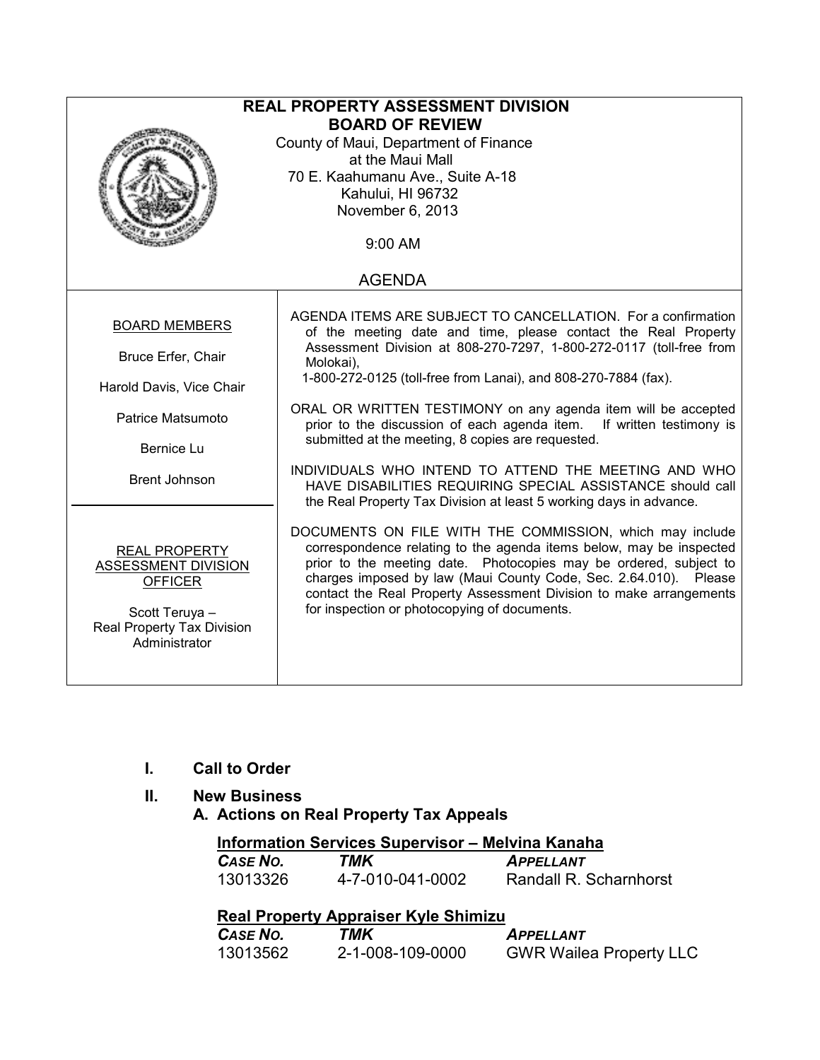# REAL PROPERTY ASSESSMENT DIVISION
# BOARD OF REVIEW

County of Maui, Department of Finance
at the Maui Mall
70 E. Kaahumanu Ave., Suite A-18
Kahului, HI 96732
November 6, 2013

9:00 AM

AGENDA

**BOARD MEMBERS**

Bruce Erfer, Chair

Harold Davis, Vice Chair

Patrice Matsumoto

Bernice Lu

Brent Johnson

**REAL PROPERTY ASSESSMENT DIVISION OFFICER**

Scott Teruya –
Real Property Tax Division Administrator

AGENDA ITEMS ARE SUBJECT TO CANCELLATION. For a confirmation of the meeting date and time, please contact the Real Property Assessment Division at 808-270-7297, 1-800-272-0117 (toll-free from Molokai), 1-800-272-0125 (toll-free from Lanai), and 808-270-7884 (fax).

ORAL OR WRITTEN TESTIMONY on any agenda item will be accepted prior to the discussion of each agenda item. If written testimony is submitted at the meeting, 8 copies are requested.

INDIVIDUALS WHO INTEND TO ATTEND THE MEETING AND WHO HAVE DISABILITIES REQUIRING SPECIAL ASSISTANCE should call the Real Property Tax Division at least 5 working days in advance.

DOCUMENTS ON FILE WITH THE COMMISSION, which may include correspondence relating to the agenda items below, may be inspected prior to the meeting date. Photocopies may be ordered, subject to charges imposed by law (Maui County Code, Sec. 2.64.010). Please contact the Real Property Assessment Division to make arrangements for inspection or photocopying of documents.

## I. Call to Order

## II. New Business

### A. Actions on Real Property Tax Appeals

**Information Services Supervisor – Melvina Kanaha**

| *CASE NO.* | *TMK* | *APPELLANT* |
|---|---|---|
| 13013326 | 4-7-010-041-0002 | Randall R. Scharnhorst |

**Real Property Appraiser Kyle Shimizu**

| *CASE NO.* | *TMK* | *APPELLANT* |
|---|---|---|
| 13013562 | 2-1-008-109-0000 | GWR Wailea Property LLC |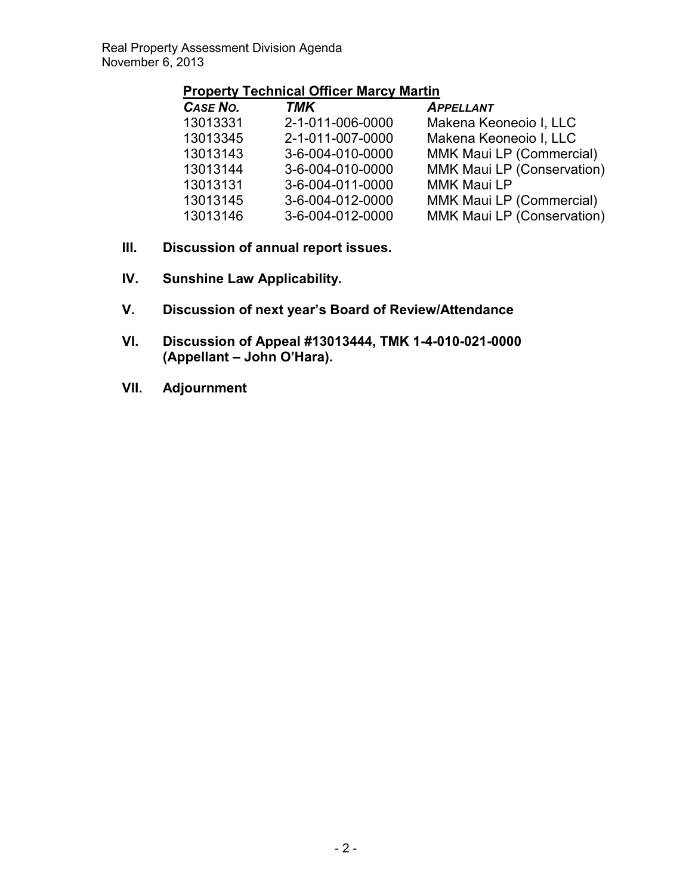**Property Technical Officer Marcy Martin**

| *CASE NO.* | *TMK* | *APPELLANT* |
|---|---|---|
| 13013331 | 2-1-011-006-0000 | Makena Keoneoio I, LLC |
| 13013345 | 2-1-011-007-0000 | Makena Keoneoio I, LLC |
| 13013143 | 3-6-004-010-0000 | MMK Maui LP (Commercial) |
| 13013144 | 3-6-004-010-0000 | MMK Maui LP (Conservation) |
| 13013131 | 3-6-004-011-0000 | MMK Maui LP |
| 13013145 | 3-6-004-012-0000 | MMK Maui LP (Commercial) |
| 13013146 | 3-6-004-012-0000 | MMK Maui LP (Conservation) |

**III. Discussion of annual report issues.**

**IV. Sunshine Law Applicability.**

**V. Discussion of next year's Board of Review/Attendance**

**VI. Discussion of Appeal #13013444, TMK 1-4-010-021-0000 (Appellant – John O'Hara).**

**VII. Adjournment**